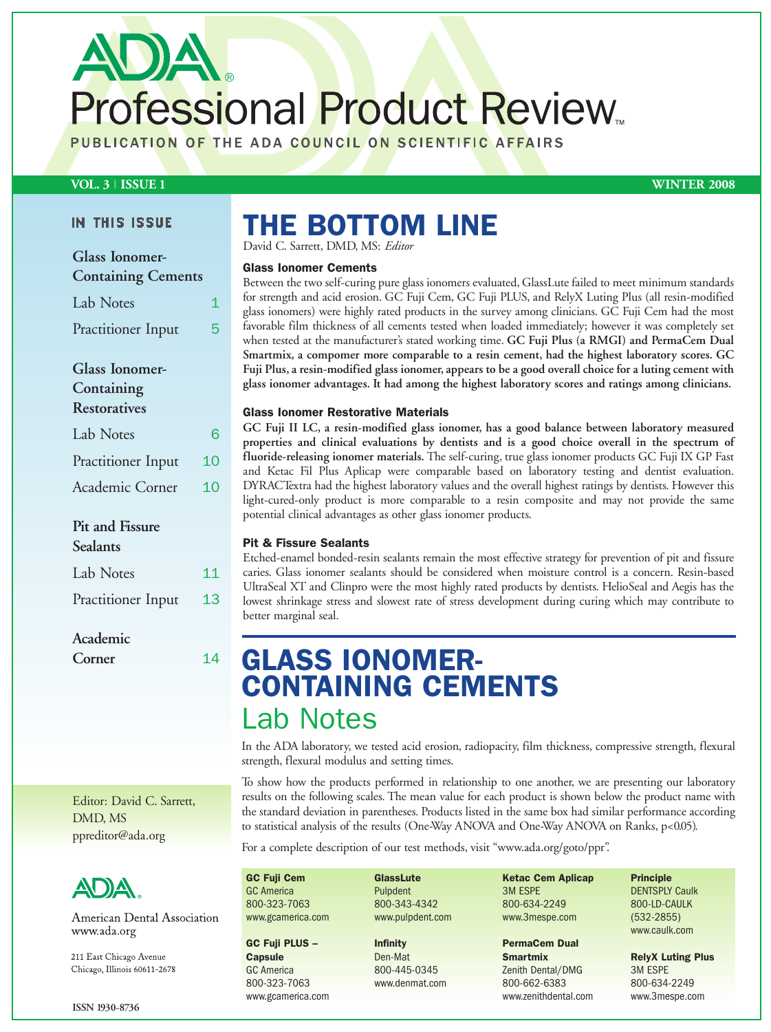# ADA Professional Product Review

PUBLICATION OF THE ADA COUNCIL ON SCIENTIFIC AFFAIRS

VOL. 3 | ISSUE 1 — WINTER 2008

**IN THIS ISSUE**

**Glass Ionomer-Containing Cements**
- Lab Notes 1
- Practitioner Input 5

**Glass Ionomer-Containing Restoratives**
- Lab Notes 6
- Practitioner Input 10
- Academic Corner 10

**Pit and Fissure Sealants**
- Lab Notes 11
- Practitioner Input 13

**Academic Corner** 14

Editor: David C. Sarrett, DMD, MS
ppreditor@ada.org

American Dental Association
www.ada.org

211 East Chicago Avenue
Chicago, Illinois 60611-2678

ISSN 1930-8736

## THE BOTTOM LINE

David C. Sarrett, DMD, MS: *Editor*

### Glass Ionomer Cements

Between the two self-curing pure glass ionomers evaluated, GlassLute failed to meet minimum standards for strength and acid erosion. GC Fuji Cem, GC Fuji PLUS, and RelyX Luting Plus (all resin-modified glass ionomers) were highly rated products in the survey among clinicians. GC Fuji Cem had the most favorable film thickness of all cements tested when loaded immediately; however it was completely set when tested at the manufacturer's stated working time. **GC Fuji Plus (a RMGI) and PermaCem Dual Smartmix, a compomer more comparable to a resin cement, had the highest laboratory scores. GC Fuji Plus, a resin-modified glass ionomer, appears to be a good overall choice for a luting cement with glass ionomer advantages. It had among the highest laboratory scores and ratings among clinicians.**

### Glass Ionomer Restorative Materials

**GC Fuji II LC, a resin-modified glass ionomer, has a good balance between laboratory measured properties and clinical evaluations by dentists and is a good choice overall in the spectrum of fluoride-releasing ionomer materials.** The self-curing, true glass ionomer products GC Fuji IX GP Fast and Ketac Fil Plus Aplicap were comparable based on laboratory testing and dentist evaluation. DYRACTextra had the highest laboratory values and the overall highest ratings by dentists. However this light-cured-only product is more comparable to a resin composite and may not provide the same potential clinical advantages as other glass ionomer products.

### Pit & Fissure Sealants

Etched-enamel bonded-resin sealants remain the most effective strategy for prevention of pit and fissure caries. Glass ionomer sealants should be considered when moisture control is a concern. Resin-based UltraSeal XT and Clinpro were the most highly rated products by dentists. HelioSeal and Aegis has the lowest shrinkage stress and slowest rate of stress development during curing which may contribute to better marginal seal.

## GLASS IONOMER-CONTAINING CEMENTS

## Lab Notes

In the ADA laboratory, we tested acid erosion, radiopacity, film thickness, compressive strength, flexural strength, flexural modulus and setting times.

To show how the products performed in relationship to one another, we are presenting our laboratory results on the following scales. The mean value for each product is shown below the product name with the standard deviation in parentheses. Products listed in the same box had similar performance according to statistical analysis of the results (One-Way ANOVA and One-Way ANOVA on Ranks, $p<0.05$).

For a complete description of our test methods, visit "www.ada.org/goto/ppr".

**GC Fuji Cem**
GC America
800-323-7063
www.gcamerica.com

**GC Fuji PLUS – Capsule**
GC America
800-323-7063
www.gcamerica.com

**GlassLute**
Pulpdent
800-343-4342
www.pulpdent.com

**Infinity**
Den-Mat
800-445-0345
www.denmat.com

**Ketac Cem Aplicap**
3M ESPE
800-634-2249
www.3mespe.com

**PermaCem Dual Smartmix**
Zenith Dental/DMG
800-662-6383
www.zenithdental.com

**Principle**
DENTSPLY Caulk
800-LD-CAULK
(532-2855)
www.caulk.com

**RelyX Luting Plus**
3M ESPE
800-634-2249
www.3mespe.com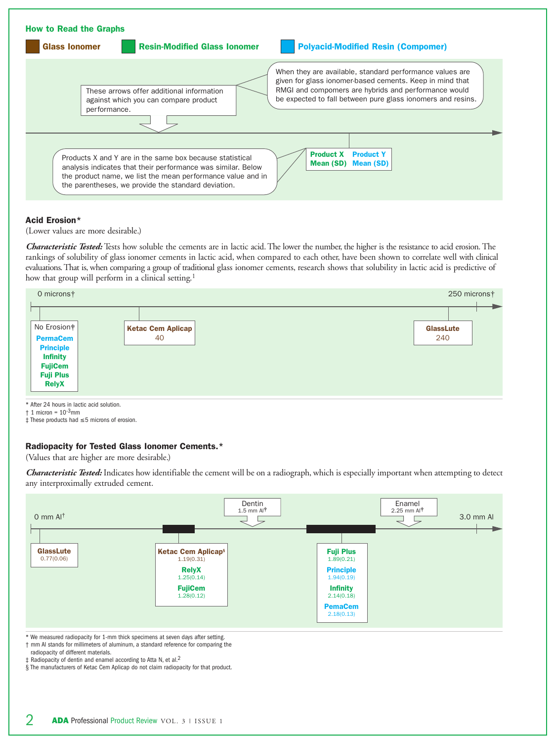## How to Read the Graphs

**Glass Ionomer** | **Resin-Modified Glass Ionomer** | **Polyacid-Modified Resin (Compomer)**

These arrows offer additional information against which you can compare product performance.

When they are available, standard performance values are given for glass ionomer-based cements. Keep in mind that RMGI and compomers are hybrids and performance would be expected to fall between pure glass ionomers and resins.

Products X and Y are in the same box because statistical analysis indicates that their performance was similar. Below the product name, we list the mean performance value and in the parentheses, we provide the standard deviation.

| Product X | Product Y |
|---|---|
| Mean (SD) | Mean (SD) |

### Acid Erosion*

(Lower values are more desirable.)

***Characteristic Tested:*** Tests how soluble the cements are in lactic acid. The lower the number, the higher is the resistance to acid erosion. The rankings of solubility of glass ionomer cements in lactic acid, when compared to each other, have been shown to correlate well with clinical evaluations. That is, when comparing a group of traditional glass ionomer cements, research shows that solubility in lactic acid is predictive of how that group will perform in a clinical setting.[1]

Scale: 0 microns† to 250 microns†

| Group | Products | Value |
|---|---|---|
| No Erosion‡ | PermaCem, Principle, Infinity, FujiCem, Fuji Plus, RelyX | |
| | Ketac Cem Aplicap | 40 |
| | GlassLute | 240 |

\* After 24 hours in lactic acid solution.
† 1 micron = $10^{-3}$mm
‡ These products had ≤5 microns of erosion.

### Radiopacity for Tested Glass Ionomer Cements.*

(Values that are higher are more desirable.)

***Characteristic Tested:*** Indicates how identifiable the cement will be on a radiograph, which is especially important when attempting to detect any interproximally extruded cement.

Scale: 0 mm Al† to 3.0 mm Al. Reference arrows: Dentin 1.5 mm Al‡; Enamel 2.25 mm Al‡

| Group | Product | Mean (SD) |
|---|---|---|
| 1 | GlassLute | 0.77(0.06) |
| 2 | Ketac Cem Aplicap§ | 1.19(0.31) |
| 2 | RelyX | 1.25(0.14) |
| 2 | FujiCem | 1.28(0.12) |
| 3 | Fuji Plus | 1.89(0.21) |
| 3 | Principle | 1.94(0.19) |
| 3 | Infinity | 2.14(0.18) |
| 3 | PemaCem | 2.18(0.13) |

\* We measured radiopacity for 1-mm thick specimens at seven days after setting.
† mm Al stands for millimeters of aluminum, a standard reference for comparing the radiopacity of different materials.
‡ Radiopacity of dentin and enamel according to Atta N, et al.[2]
§ The manufacturers of Ketac Cem Aplicap do not claim radiopacity for that product.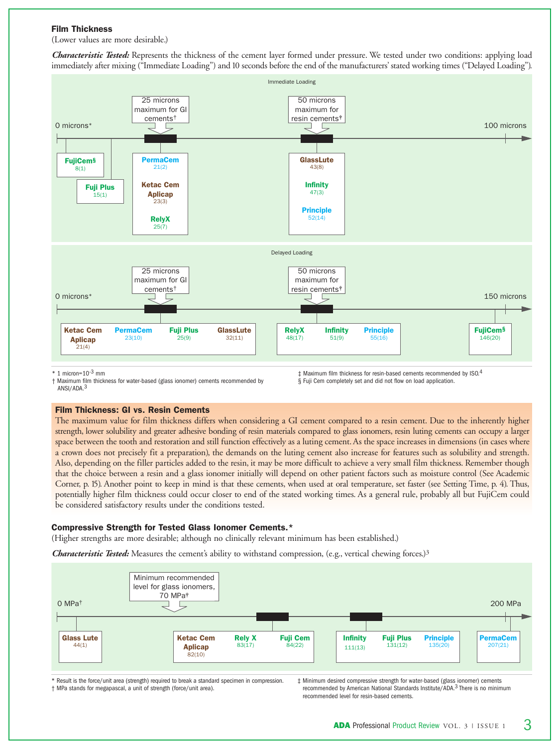## Film Thickness

(Lower values are more desirable.)

***Characteristic Tested:*** Represents the thickness of the cement layer formed under pressure. We tested under two conditions: applying load immediately after mixing ("Immediate Loading") and 10 seconds before the end of the manufacturers' stated working times ("Delayed Loading").

**Immediate Loading**

Scale: 0 microns* to 100 microns. Markers: 25 microns maximum for GI cements†; 50 microns maximum for resin cements‡.

| Product | Film thickness (microns) |
|---|---|
| FujiCem§ | 8(1) |
| Fuji Plus | 15(1) |
| PermaCem | 21(2) |
| Ketac Cem Aplicap | 23(3) |
| RelyX | 25(7) |
| GlassLute | 43(8) |
| Infinity | 47(3) |
| Principle | 52(14) |

**Delayed Loading**

Scale: 0 microns* to 150 microns. Markers: 25 microns maximum for GI cements†; 50 microns maximum for resin cements‡.

| Product | Film thickness (microns) |
|---|---|
| Ketac Cem Aplicap | 21(4) |
| PermaCem | 23(10) |
| Fuji Plus | 25(9) |
| GlassLute | 32(11) |
| RelyX | 48(17) |
| Infinity | 51(9) |
| Principle | 55(16) |
| FujiCem§ | 146(20) |

\* 1 micron=$10^{-3}$ mm

† Maximum film thickness for water-based (glass ionomer) cements recommended by ANSI/ADA.[3]

‡ Maximum film thickness for resin-based cements recommended by ISO.[4]

§ Fuji Cem completely set and did not flow on load application.

### Film Thickness: GI vs. Resin Cements

The maximum value for film thickness differs when considering a GI cement compared to a resin cement. Due to the inherently higher strength, lower solubility and greater adhesive bonding of resin materials compared to glass ionomers, resin luting cements can occupy a larger space between the tooth and restoration and still function effectively as a luting cement. As the space increases in dimensions (in cases where a crown does not precisely fit a preparation), the demands on the luting cement also increase for features such as solubility and strength. Also, depending on the filler particles added to the resin, it may be more difficult to achieve a very small film thickness. Remember though that the choice between a resin and a glass ionomer initially will depend on other patient factors such as moisture control (See Academic Corner, p. 15). Another point to keep in mind is that these cements, when used at oral temperature, set faster (see Setting Time, p. 4). Thus, potentially higher film thickness could occur closer to end of the stated working times. As a general rule, probably all but FujiCem could be considered satisfactory results under the conditions tested.

## Compressive Strength for Tested Glass Ionomer Cements.*

(Higher strengths are more desirable; although no clinically relevant minimum has been established.)

***Characteristic Tested:*** Measures the cement's ability to withstand compression, (e.g., vertical chewing forces.)[3]

Scale: 0 MPa† to 200 MPa. Marker: Minimum recommended level for glass ionomers, 70 MPa‡.

| Product | Compressive strength (MPa) |
|---|---|
| Glass Lute | 44(1) |
| Ketac Cem Aplicap | 82(10) |
| Rely X | 83(17) |
| Fuji Cem | 84(22) |
| Infinity | 111(13) |
| Fuji Plus | 131(12) |
| Principle | 135(20) |
| PermaCem | 207(21) |

\* Result is the force/unit area (strength) required to break a standard specimen in compression.

† MPa stands for megapascal, a unit of strength (force/unit area).

‡ Minimum desired compressive strength for water-based (glass ionomer) cements recommended by American National Standards Institute/ADA.[3] There is no minimum recommended level for resin-based cements.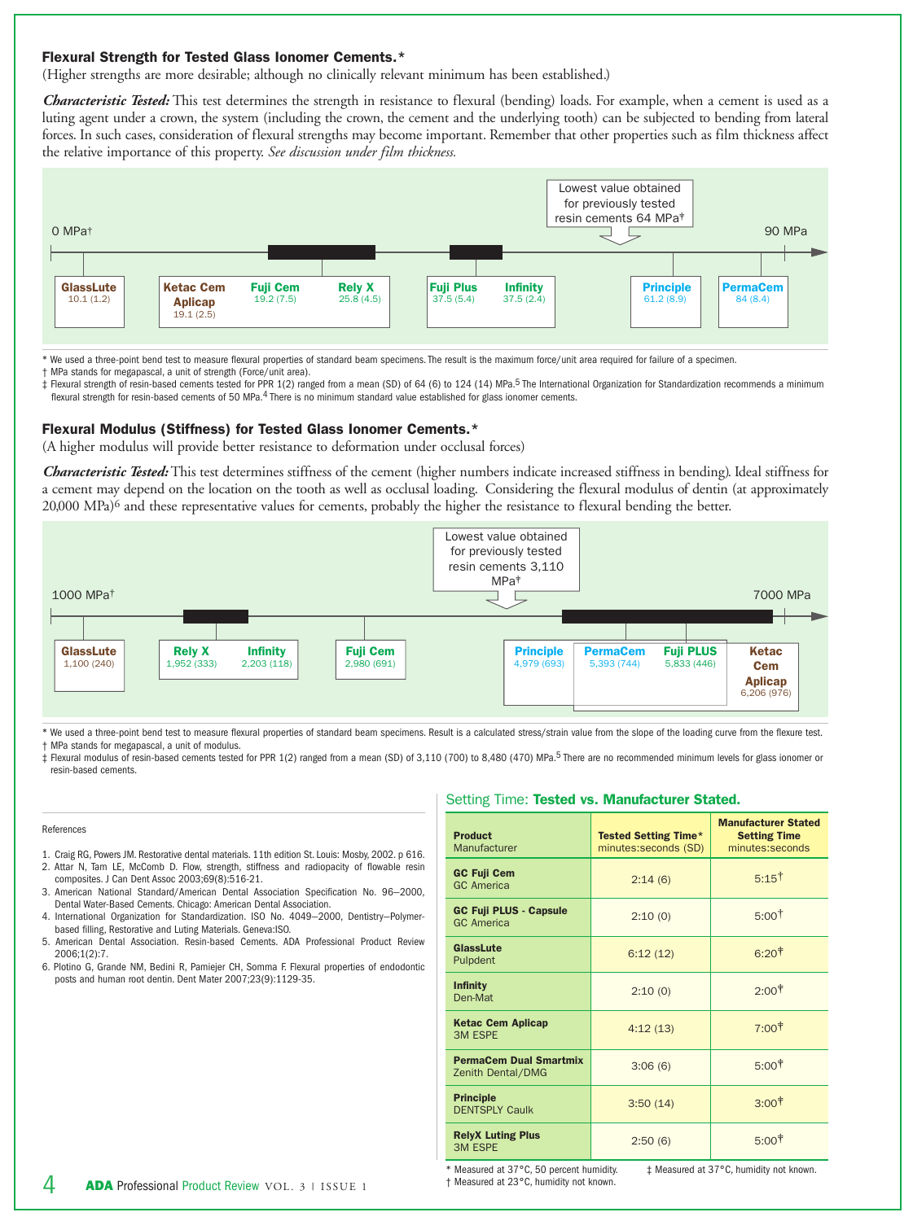### Flexural Strength for Tested Glass Ionomer Cements.*

(Higher strengths are more desirable; although no clinically relevant minimum has been established.)

***Characteristic Tested:*** This test determines the strength in resistance to flexural (bending) loads. For example, when a cement is used as a luting agent under a crown, the system (including the crown, the cement and the underlying tooth) can be subjected to bending from lateral forces. In such cases, consideration of flexural strengths may become important. Remember that other properties such as film thickness affect the relative importance of this property. *See discussion under film thickness.*

0 MPa† — 90 MPa

Lowest value obtained for previously tested resin cements 64 MPa‡

| Product | Flexural Strength (MPa), mean (SD) |
|---|---|
| GlassLute | 10.1 (1.2) |
| Ketac Cem Aplicap | 19.1 (2.5) |
| Fuji Cem | 19.2 (7.5) |
| Rely X | 25.8 (4.5) |
| Fuji Plus | 37.5 (5.4) |
| Infinity | 37.5 (2.4) |
| Principle | 61.2 (8.9) |
| PermaCem | 84 (8.4) |

\* We used a three-point bend test to measure flexural properties of standard beam specimens. The result is the maximum force/unit area required for failure of a specimen.

† MPa stands for megapascal, a unit of strength (Force/unit area).

‡ Flexural strength of resin-based cements tested for PPR 1(2) ranged from a mean (SD) of 64 (6) to 124 (14) MPa.[5] The International Organization for Standardization recommends a minimum flexural strength for resin-based cements of 50 MPa.[4] There is no minimum standard value established for glass ionomer cements.

### Flexural Modulus (Stiffness) for Tested Glass Ionomer Cements.*

(A higher modulus will provide better resistance to deformation under occlusal forces)

***Characteristic Tested:*** This test determines stiffness of the cement (higher numbers indicate increased stiffness in bending). Ideal stiffness for a cement may depend on the location on the tooth as well as occlusal loading. Considering the flexural modulus of dentin (at approximately 20,000 MPa)[6] and these representative values for cements, probably the higher the resistance to flexural bending the better.

1000 MPa† — 7000 MPa

Lowest value obtained for previously tested resin cements 3,110 MPa‡

| Product | Flexural Modulus (MPa), mean (SD) |
|---|---|
| GlassLute | 1,100 (240) |
| Rely X | 1,952 (333) |
| Infinity | 2,203 (118) |
| Fuji Cem | 2,980 (691) |
| Principle | 4,979 (693) |
| PermaCem | 5,393 (744) |
| Fuji PLUS | 5,833 (446) |
| Ketac Cem Aplicap | 6,206 (976) |

\* We used a three-point bend test to measure flexural properties of standard beam specimens. Result is a calculated stress/strain value from the slope of the loading curve from the flexure test.

† MPa stands for megapascal, a unit of modulus.

‡ Flexural modulus of resin-based cements tested for PPR 1(2) ranged from a mean (SD) of 3,110 (700) to 8,480 (470) MPa.[5] There are no recommended minimum levels for glass ionomer or resin-based cements.

References

1. Craig RG, Powers JM. Restorative dental materials. 11th edition St. Louis: Mosby, 2002. p 616.
2. Attar N, Tam LE, McComb D. Flow, strength, stiffness and radiopacity of flowable resin composites. J Can Dent Assoc 2003;69(8):516-21.
3. American National Standard/American Dental Association Specification No. 96–2000, Dental Water-Based Cements. Chicago: American Dental Association.
4. International Organization for Standardization. ISO No. 4049–2000, Dentistry–Polymer-based filling, Restorative and Luting Materials. Geneva:ISO.
5. American Dental Association. Resin-based Cements. ADA Professional Product Review 2006;1(2):7.
6. Plotino G, Grande NM, Bedini R, Pamiejer CH, Somma F. Flexural properties of endodontic posts and human root dentin. Dent Mater 2007;23(9):1129-35.

### Setting Time: Tested vs. Manufacturer Stated.

| Product / Manufacturer | Tested Setting Time* minutes:seconds (SD) | Manufacturer Stated Setting Time minutes:seconds |
|---|---|---|
| **GC Fuji Cem** GC America | 2:14 (6) | 5:15† |
| **GC Fuji PLUS - Capsule** GC America | 2:10 (0) | 5:00† |
| **GlassLute** Pulpdent | 6:12 (12) | 6:20‡ |
| **Infinity** Den-Mat | 2:10 (0) | 2:00† |
| **Ketac Cem Aplicap** 3M ESPE | 4:12 (13) | 7:00† |
| **PermaCem Dual Smartmix** Zenith Dental/DMG | 3:06 (6) | 5:00† |
| **Principle** DENTSPLY Caulk | 3:50 (14) | 3:00† |
| **RelyX Luting Plus** 3M ESPE | 2:50 (6) | 5:00† |

\* Measured at 37°C, 50 percent humidity.
† Measured at 23°C, humidity not known.
‡ Measured at 37°C, humidity not known.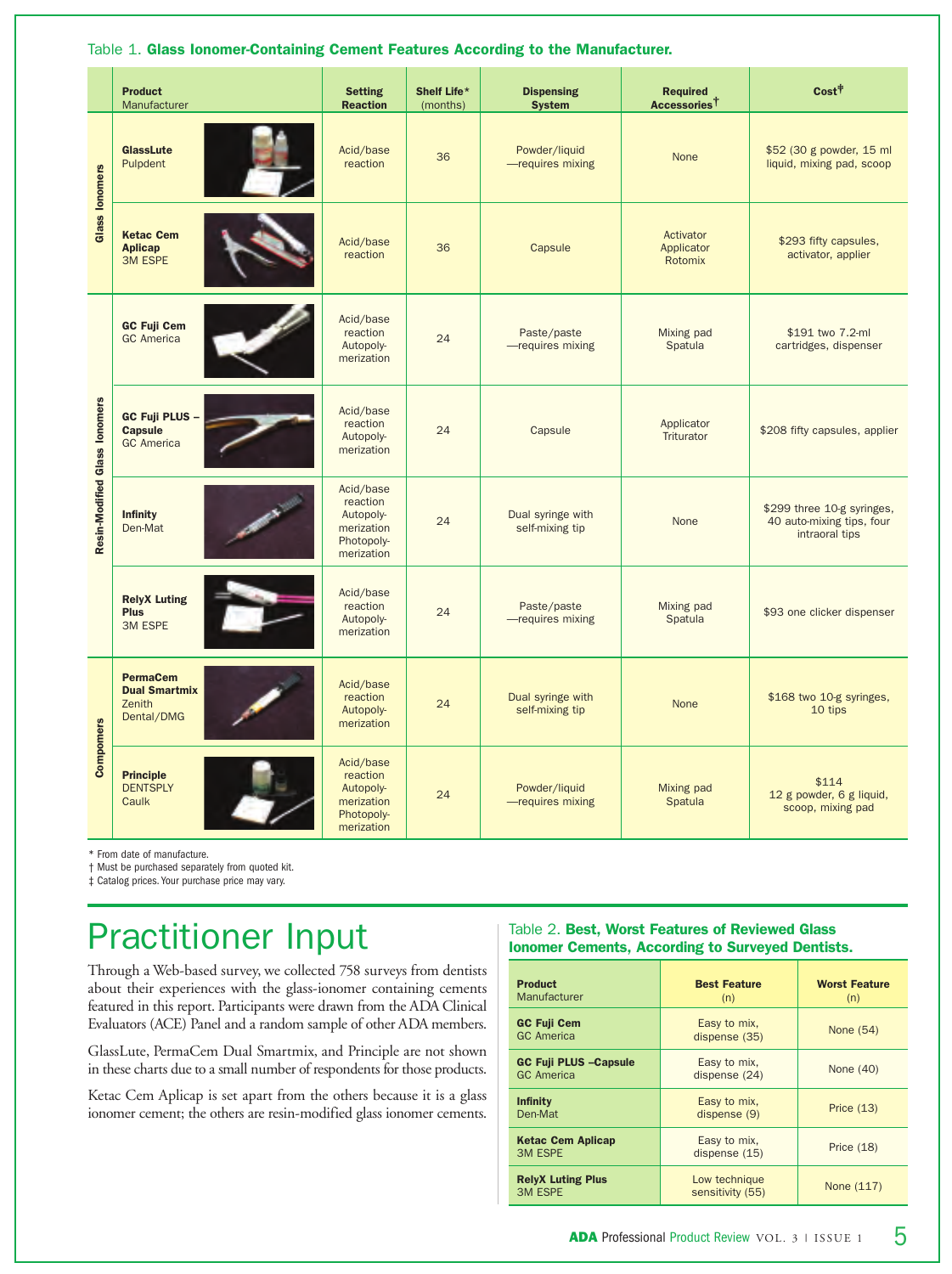Table 1. **Glass Ionomer-Containing Cement Features According to the Manufacturer.**

| | Product Manufacturer | Setting Reaction | Shelf Life* (months) | Dispensing System | Required Accessories† | Cost‡ |
|---|---|---|---|---|---|---|
| Glass Ionomers | **GlassLute** Pulpdent | Acid/base reaction | 36 | Powder/liquid —requires mixing | None | $52 (30 g powder, 15 ml liquid, mixing pad, scoop |
| Glass Ionomers | **Ketac Cem Aplicap** 3M ESPE | Acid/base reaction | 36 | Capsule | Activator Applicator Rotomix | $293 fifty capsules, activator, applier |
| Resin-Modified Glass Ionomers | **GC Fuji Cem** GC America | Acid/base reaction Autopoly-merization | 24 | Paste/paste —requires mixing | Mixing pad Spatula | $191 two 7.2-ml cartridges, dispenser |
| Resin-Modified Glass Ionomers | **GC Fuji PLUS – Capsule** GC America | Acid/base reaction Autopoly-merization | 24 | Capsule | Applicator Triturator | $208 fifty capsules, applier |
| Resin-Modified Glass Ionomers | **Infinity** Den-Mat | Acid/base reaction Autopoly-merization Photopoly-merization | 24 | Dual syringe with self-mixing tip | None | $299 three 10-g syringes, 40 auto-mixing tips, four intraoral tips |
| Resin-Modified Glass Ionomers | **RelyX Luting Plus** 3M ESPE | Acid/base reaction Autopoly-merization | 24 | Paste/paste —requires mixing | Mixing pad Spatula | $93 one clicker dispenser |
| Compomers | **PermaCem Dual Smartmix** Zenith Dental/DMG | Acid/base reaction Autopoly-merization | 24 | Dual syringe with self-mixing tip | None | $168 two 10-g syringes, 10 tips |
| Compomers | **Principle** DENTSPLY Caulk | Acid/base reaction Autopoly-merization Photopoly-merization | 24 | Powder/liquid —requires mixing | Mixing pad Spatula | $114 12 g powder, 6 g liquid, scoop, mixing pad |

\* From date of manufacture.
† Must be purchased separately from quoted kit.
‡ Catalog prices. Your purchase price may vary.

# Practitioner Input

Through a Web-based survey, we collected 758 surveys from dentists about their experiences with the glass-ionomer containing cements featured in this report. Participants were drawn from the ADA Clinical Evaluators (ACE) Panel and a random sample of other ADA members.

GlassLute, PermaCem Dual Smartmix, and Principle are not shown in these charts due to a small number of respondents for those products.

Ketac Cem Aplicap is set apart from the others because it is a glass ionomer cement; the others are resin-modified glass ionomer cements.

Table 2. **Best, Worst Features of Reviewed Glass Ionomer Cements, According to Surveyed Dentists.**

| Product Manufacturer | Best Feature (n) | Worst Feature (n) |
|---|---|---|
| **GC Fuji Cem** GC America | Easy to mix, dispense (35) | None (54) |
| **GC Fuji PLUS –Capsule** GC America | Easy to mix, dispense (24) | None (40) |
| **Infinity** Den-Mat | Easy to mix, dispense (9) | Price (13) |
| **Ketac Cem Aplicap** 3M ESPE | Easy to mix, dispense (15) | Price (18) |
| **RelyX Luting Plus** 3M ESPE | Low technique sensitivity (55) | None (117) |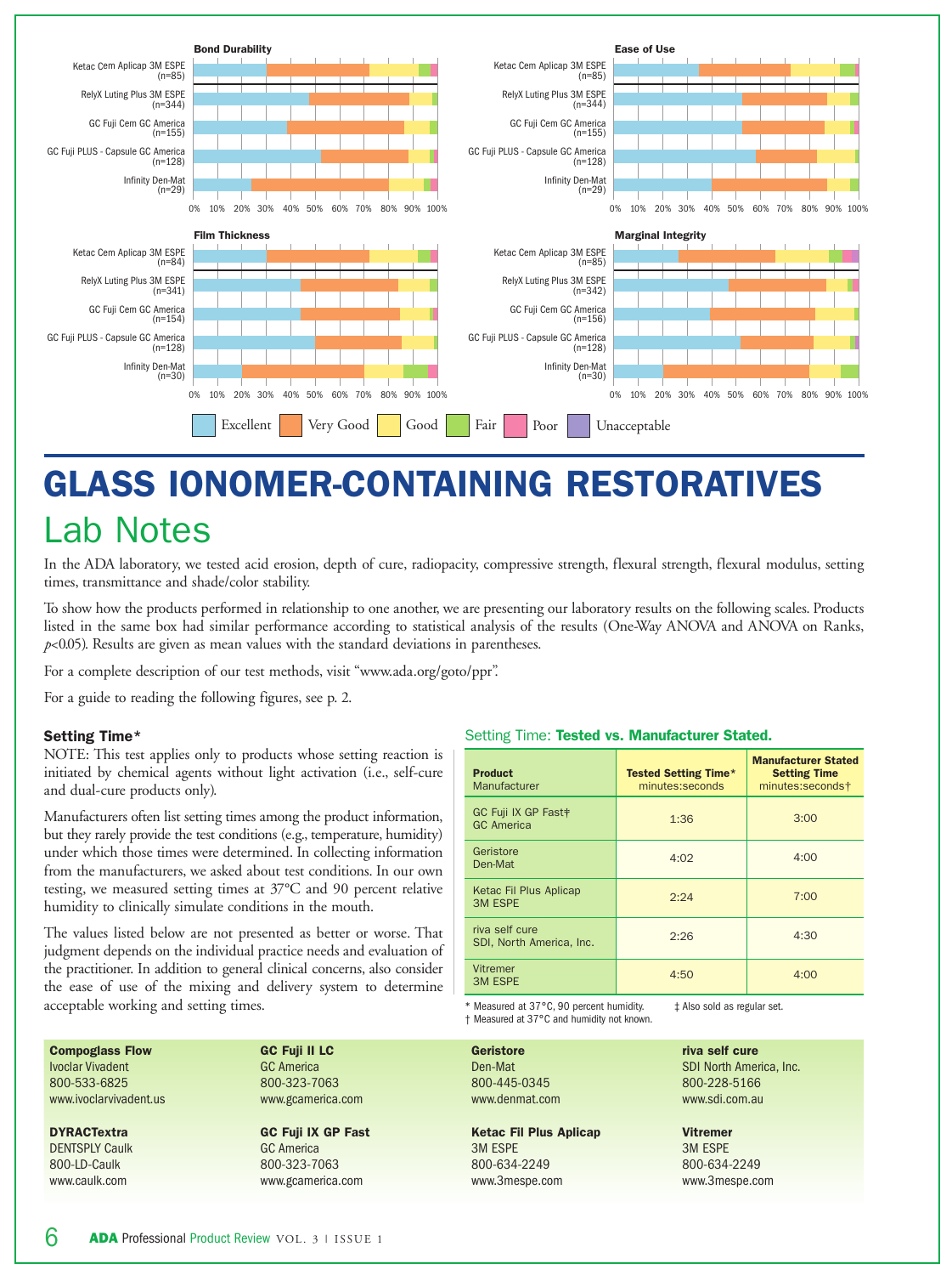Bond Durability

Ease of Use

Film Thickness

Marginal Integrity

Excellent | Very Good | Good | Fair | Poor | Unacceptable

# GLASS IONOMER-CONTAINING RESTORATIVES

## Lab Notes

In the ADA laboratory, we tested acid erosion, depth of cure, radiopacity, compressive strength, flexural strength, flexural modulus, setting times, transmittance and shade/color stability.

To show how the products performed in relationship to one another, we are presenting our laboratory results on the following scales. Products listed in the same box had similar performance according to statistical analysis of the results (One-Way ANOVA and ANOVA on Ranks, $p<0.05$). Results are given as mean values with the standard deviations in parentheses.

For a complete description of our test methods, visit "www.ada.org/goto/ppr".

For a guide to reading the following figures, see p. 2.

### Setting Time*

NOTE: This test applies only to products whose setting reaction is initiated by chemical agents without light activation (i.e., self-cure and dual-cure products only).

Manufacturers often list setting times among the product information, but they rarely provide the test conditions (e.g., temperature, humidity) under which those times were determined. In collecting information from the manufacturers, we asked about test conditions. In our own testing, we measured setting times at 37°C and 90 percent relative humidity to clinically simulate conditions in the mouth.

The values listed below are not presented as better or worse. That judgment depends on the individual practice needs and evaluation of the practitioner. In addition to general clinical concerns, also consider the ease of use of the mixing and delivery system to determine acceptable working and setting times.

**Setting Time: Tested vs. Manufacturer Stated.**

| Product Manufacturer | Tested Setting Time* minutes:seconds | Manufacturer Stated Setting Time minutes:seconds† |
|---|---|---|
| GC Fuji IX GP Fast‡ GC America | 1:36 | 3:00 |
| Geristore Den-Mat | 4:02 | 4:00 |
| Ketac Fil Plus Aplicap 3M ESPE | 2:24 | 7:00 |
| riva self cure SDI, North America, Inc. | 2:26 | 4:30 |
| Vitremer 3M ESPE | 4:50 | 4:00 |

\* Measured at 37°C, 90 percent humidity.
† Measured at 37°C and humidity not known.
‡ Also sold as regular set.

**Compoglass Flow**
Ivoclar Vivadent
800-533-6825
www.ivoclarvivadent.us

**DYRACTextra**
DENTSPLY Caulk
800-LD-Caulk
www.caulk.com

**GC Fuji II LC**
GC America
800-323-7063
www.gcamerica.com

**GC Fuji IX GP Fast**
GC America
800-323-7063
www.gcamerica.com

**Geristore**
Den-Mat
800-445-0345
www.denmat.com

**Ketac Fil Plus Aplicap**
3M ESPE
800-634-2249
www.3mespe.com

**riva self cure**
SDI North America, Inc.
800-228-5166
www.sdi.com.au

**Vitremer**
3M ESPE
800-634-2249
www.3mespe.com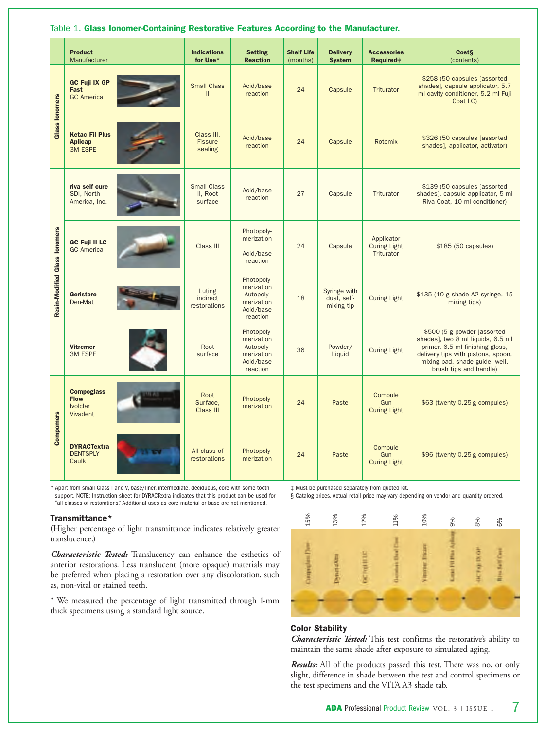Table 1. **Glass Ionomer-Containing Restorative Features According to the Manufacturer.**

| | Product / Manufacturer | Indications for Use* | Setting Reaction | Shelf Life (months) | Delivery System | Accessories Required‡ | Cost§ (contents) |
|---|---|---|---|---|---|---|---|
| Glass Ionomers | **GC Fuji IX GP Fast** GC America | Small Class II | Acid/base reaction | 24 | Capsule | Triturator | $258 (50 capsules [assorted shades], capsule applicator, 5.7 ml cavity conditioner, 5.2 ml Fuji Coat LC) |
| Glass Ionomers | **Ketac Fil Plus Aplicap** 3M ESPE | Class III, Fissure sealing | Acid/base reaction | 24 | Capsule | Rotomix | $326 (50 capsules [assorted shades], applicator, activator) |
| Resin-Modified Glass Ionomers | **riva self cure** SDI, North America, Inc. | Small Class II, Root surface | Acid/base reaction | 27 | Capsule | Triturator | $139 (50 capsules [assorted shades], capsule applicator, 5 ml Riva Coat, 10 ml conditioner) |
| Resin-Modified Glass Ionomers | **GC Fuji II LC** GC America | Class III | Photopolymerization, Acid/base reaction | 24 | Capsule | Applicator, Curing Light, Triturator | $185 (50 capsules) |
| Resin-Modified Glass Ionomers | **Geristore** Den-Mat | Luting indirect restorations | Photopolymerization, Autopolymerization, Acid/base reaction | 18 | Syringe with dual, self-mixing tip | Curing Light | $135 (10 g shade A2 syringe, 15 mixing tips) |
| Resin-Modified Glass Ionomers | **Vitremer** 3M ESPE | Root surface | Photopolymerization, Autopolymerization, Acid/base reaction | 36 | Powder/ Liquid | Curing Light | $500 (5 g powder [assorted shades], two 8 ml liquids, 6.5 ml primer, 6.5 ml finishing gloss, delivery tips with pistons, spoon, mixing pad, shade guide, well, brush tips and handle) |
| Compomers | **Compoglass Flow** Ivoclar Vivadent | Root Surface, Class III | Photopolymerization | 24 | Paste | Compule Gun, Curing Light | $63 (twenty 0.25-g compules) |
| Compomers | **DYRACTextra** DENTSPLY Caulk | All class of restorations | Photopolymerization | 24 | Paste | Compule Gun, Curing Light | $96 (twenty 0.25-g compules) |

\* Apart from small Class I and V, base/liner, intermediate, deciduous, core with some tooth support. NOTE: Instruction sheet for DYRACTextra indicates that this product can be used for "all classes of restorations." Additional uses as core material or base are not mentioned.

‡ Must be purchased separately from quoted kit.

§ Catalog prices. Actual retail price may vary depending on vendor and quantity ordered.

### Transmittance*

(Higher percentage of light transmittance indicates relatively greater translucence.)

***Characteristic Tested:*** Translucency can enhance the esthetics of anterior restorations. Less translucent (more opaque) materials may be preferred when placing a restoration over any discoloration, such as, non-vital or stained teeth.

\* We measured the percentage of light transmitted through 1-mm thick specimens using a standard light source.

| Compoglass Flow | DyractXtra | GC Fuji II LC | Geristore Dual Cure | Vitremer Tricure | Ketac Fil Plus Aplicap | GC Fuji IX GP | Riva Self Cure |
|---|---|---|---|---|---|---|---|
| 15% | 13% | 12% | 11% | 10% | 9% | 8% | 6% |

### Color Stability

***Characteristic Tested:*** This test confirms the restorative's ability to maintain the same shade after exposure to simulated aging.

***Results:*** All of the products passed this test. There was no, or only slight, difference in shade between the test and control specimens or the test specimens and the VITA A3 shade tab.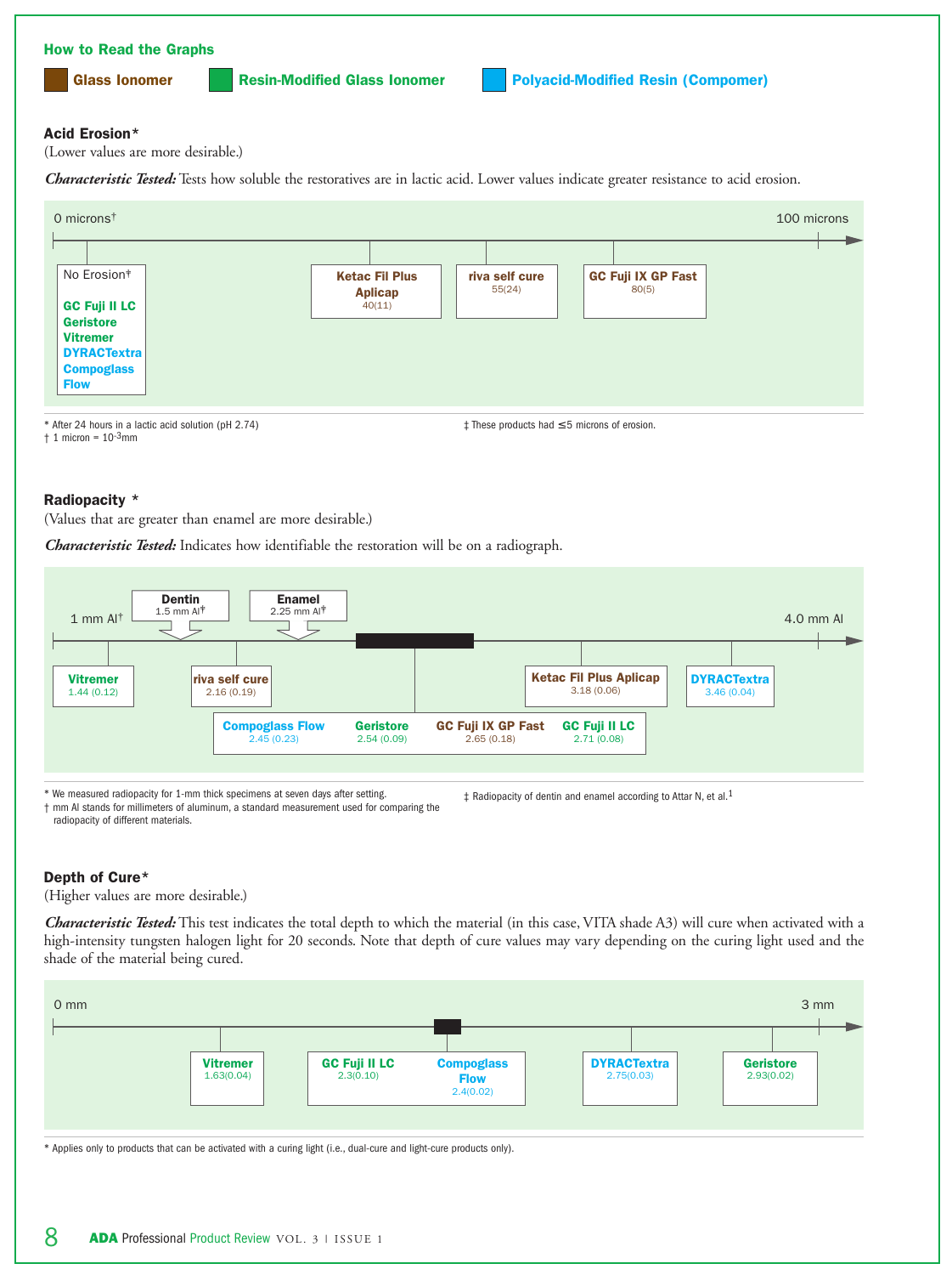## How to Read the Graphs

**Glass Ionomer** | **Resin-Modified Glass Ionomer** | **Polyacid-Modified Resin (Compomer)**

### Acid Erosion*

(Lower values are more desirable.)

***Characteristic Tested:*** Tests how soluble the restoratives are in lactic acid. Lower values indicate greater resistance to acid erosion.

0 microns† — 100 microns

- No Erosion‡: GC Fuji II LC, Geristore, Vitremer, DYRACTextra, Compoglass Flow
- Ketac Fil Plus Aplicap: 40(11)
- riva self cure: 55(24)
- GC Fuji IX GP Fast: 80(5)

\* After 24 hours in a lactic acid solution (pH 2.74)
† 1 micron = $10^{-3}$mm
‡ These products had ≤5 microns of erosion.

### Radiopacity *

(Values that are greater than enamel are more desirable.)

***Characteristic Tested:*** Indicates how identifiable the restoration will be on a radiograph.

1 mm Al† — 4.0 mm Al

- Dentin: 1.5 mm Al‡
- Enamel: 2.25 mm Al‡
- Vitremer: 1.44 (0.12)
- riva self cure: 2.16 (0.19)
- Compoglass Flow: 2.45 (0.23)
- Geristore: 2.54 (0.09)
- GC Fuji IX GP Fast: 2.65 (0.18)
- GC Fuji II LC: 2.71 (0.08)
- Ketac Fil Plus Aplicap: 3.18 (0.06)
- DYRACTextra: 3.46 (0.04)

\* We measured radiopacity for 1-mm thick specimens at seven days after setting.
† mm Al stands for millimeters of aluminum, a standard measurement used for comparing the radiopacity of different materials.
‡ Radiopacity of dentin and enamel according to Attar N, et al.[1]

### Depth of Cure*

(Higher values are more desirable.)

***Characteristic Tested:*** This test indicates the total depth to which the material (in this case, VITA shade A3) will cure when activated with a high-intensity tungsten halogen light for 20 seconds. Note that depth of cure values may vary depending on the curing light used and the shade of the material being cured.

0 mm — 3 mm

- Vitremer: 1.63(0.04)
- GC Fuji II LC: 2.3(0.10)
- Compoglass Flow: 2.4(0.02)
- DYRACTextra: 2.75(0.03)
- Geristore: 2.93(0.02)

\* Applies only to products that can be activated with a curing light (i.e., dual-cure and light-cure products only).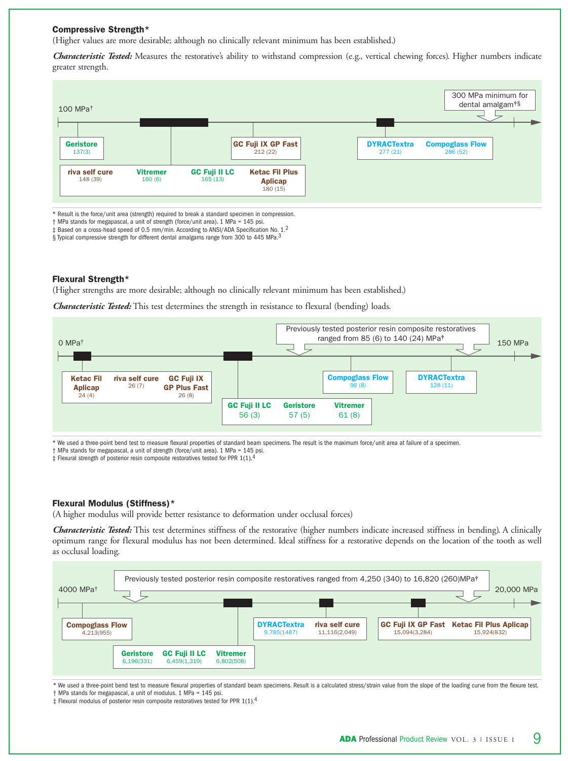### Compressive Strength*

(Higher values are more desirable; although no clinically relevant minimum has been established.)

***Characteristic Tested:*** Measures the restorative's ability to withstand compression (e.g., vertical chewing forces). Higher numbers indicate greater strength.

100 MPa†

300 MPa minimum for dental amalgam†§

| Product | Compressive Strength (MPa) |
|---|---|
| Geristore | 137(3) |
| riva self cure | 148 (39) |
| Vitremer | 160 (6) |
| GC Fuji II LC | 165 (13) |
| Ketac Fil Plus Aplicap | 180 (15) |
| GC Fuji IX GP Fast | 212 (22) |
| DYRACTextra | 277 (21) |
| Compoglass Flow | 286 (52) |

\* Result is the force/unit area (strength) required to break a standard specimen in compression.
† MPa stands for megapascal, a unit of strength (force/unit area). 1 MPa = 145 psi.
‡ Based on a cross-head speed of 0.5 mm/min. According to ANSI/ADA Specification No. 1.[2]
§ Typical compressive strength for different dental amalgams range from 300 to 445 MPa.[3]

### Flexural Strength*

(Higher strengths are more desirable; although no clinically relevant minimum has been established.)

***Characteristic Tested:*** This test determines the strength in resistance to flexural (bending) loads.

0 MPa† – 150 MPa

Previously tested posterior resin composite restoratives ranged from 85 (6) to 140 (24) MPa†

| Product | Flexural Strength (MPa) |
|---|---|
| Ketac Fil Aplicap | 24 (4) |
| riva self cure | 26 (7) |
| GC Fuji IX GP Plus Fast | 26 (8) |
| GC Fuji II LC | 56 (3) |
| Geristore | 57 (5) |
| Vitremer | 61 (8) |
| Compoglass Flow | 96 (8) |
| DYRACTextra | 128 (11) |

\* We used a three-point bend test to measure flexural properties of standard beam specimens. The result is the maximum force/unit area at failure of a specimen.
† MPa stands for megapascal, a unit of strength (force/unit area). 1 MPa = 145 psi.
‡ Flexural strength of posterior resin composite restoratives tested for PPR 1(1).[4]

### Flexural Modulus (Stiffness)*

(A higher modulus will provide better resistance to deformation under occlusal forces)

***Characteristic Tested:*** This test determines stiffness of the restorative (higher numbers indicate increased stiffness in bending). A clinically optimum range for flexural modulus has not been determined. Ideal stiffness for a restorative depends on the location of the tooth as well as occlusal loading.

4000 MPa† – 20,000 MPa

Previously tested posterior resin composite restoratives ranged from 4,250 (340) to 16,820 (260)MPa†

| Product | Flexural Modulus (MPa) |
|---|---|
| Compoglass Flow | 4,213(955) |
| Geristore | 6,196(331) |
| GC Fuji II LC | 6,459(1,319) |
| Vitremer | 6,802(508) |
| DYRACTextra | 9,785(1487) |
| riva self cure | 11,116(2,049) |
| GC Fuji IX GP Fast | 15,094(3,284) |
| Ketac Fil Plus Aplicap | 15,924(832) |

\* We used a three-point bend test to measure flexural properties of standard beam specimens. Result is a calculated stress/strain value from the slope of the loading curve from the flexure test.
† MPa stands for megapascal, a unit of modulus. 1 MPa = 145 psi.
‡ Flexural modulus of posterior resin composite restoratives tested for PPR 1(1).[4]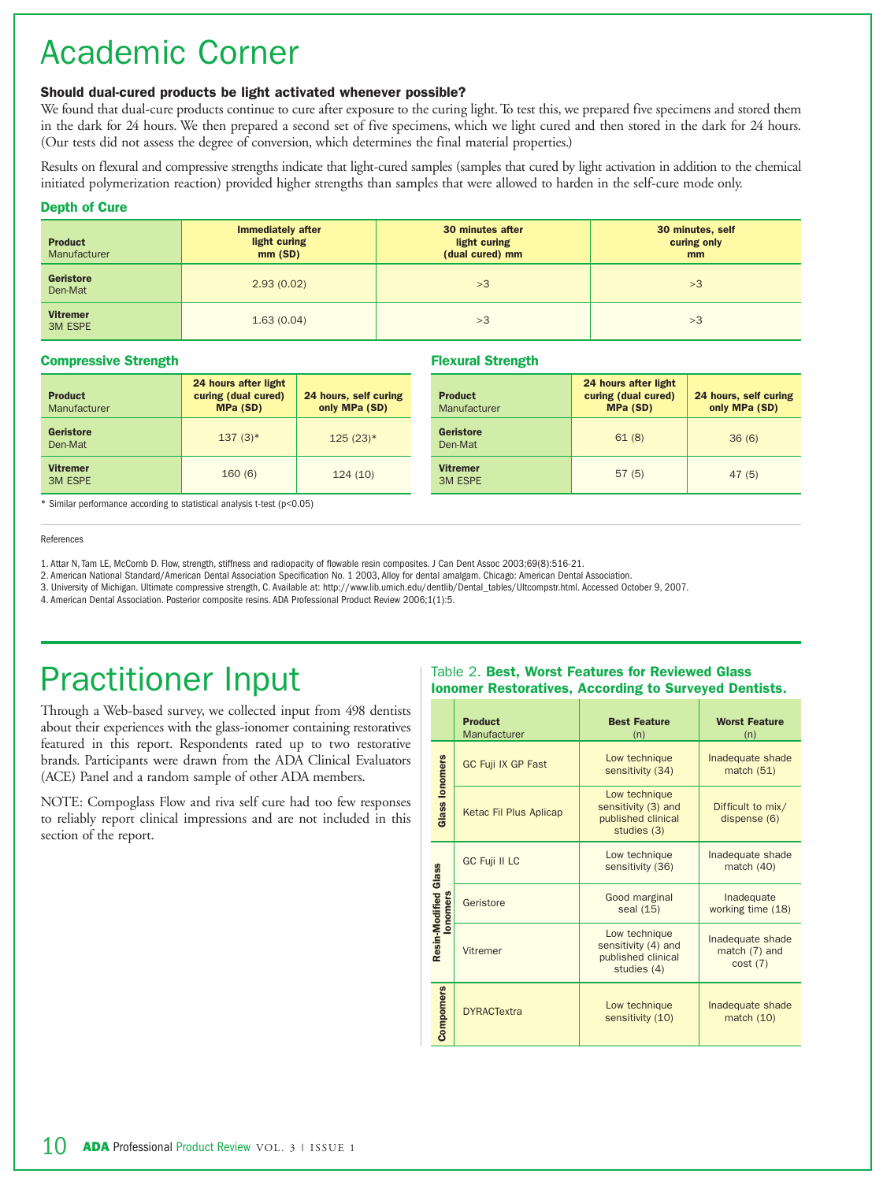# Academic Corner

**Should dual-cured products be light activated whenever possible?**

We found that dual-cure products continue to cure after exposure to the curing light. To test this, we prepared five specimens and stored them in the dark for 24 hours. We then prepared a second set of five specimens, which we light cured and then stored in the dark for 24 hours. (Our tests did not assess the degree of conversion, which determines the final material properties.)

Results on flexural and compressive strengths indicate that light-cured samples (samples that cured by light activation in addition to the chemical initiated polymerization reaction) provided higher strengths than samples that were allowed to harden in the self-cure mode only.

### Depth of Cure

| Product<br>Manufacturer | Immediately after light curing mm (SD) | 30 minutes after light curing (dual cured) mm | 30 minutes, self curing only mm |
|---|---|---|---|
| **Geristore**<br>Den-Mat | 2.93 (0.02) | >3 | >3 |
| **Vitremer**<br>3M ESPE | 1.63 (0.04) | >3 | >3 |

### Compressive Strength

| Product<br>Manufacturer | 24 hours after light curing (dual cured) MPa (SD) | 24 hours, self curing only MPa (SD) |
|---|---|---|
| **Geristore**<br>Den-Mat | 137 (3)* | 125 (23)* |
| **Vitremer**<br>3M ESPE | 160 (6) | 124 (10) |

\* Similar performance according to statistical analysis t-test ($p<0.05$)

### Flexural Strength

| Product<br>Manufacturer | 24 hours after light curing (dual cured) MPa (SD) | 24 hours, self curing only MPa (SD) |
|---|---|---|
| **Geristore**<br>Den-Mat | 61 (8) | 36 (6) |
| **Vitremer**<br>3M ESPE | 57 (5) | 47 (5) |

References

1. Attar N, Tam LE, McComb D. Flow, strength, stiffness and radiopacity of flowable resin composites. J Can Dent Assoc 2003;69(8):516-21.
2. American National Standard/American Dental Association Specification No. 1 2003, Alloy for dental amalgam. Chicago: American Dental Association.
3. University of Michigan. Ultimate compressive strength, C. Available at: http://www.lib.umich.edu/dentlib/Dental_tables/Ultcompstr.html. Accessed October 9, 2007.
4. American Dental Association. Posterior composite resins. ADA Professional Product Review 2006;1(1):5.

# Practitioner Input

Through a Web-based survey, we collected input from 498 dentists about their experiences with the glass-ionomer containing restoratives featured in this report. Respondents rated up to two restorative brands. Participants were drawn from the ADA Clinical Evaluators (ACE) Panel and a random sample of other ADA members.

NOTE: Compoglass Flow and riva self cure had too few responses to reliably report clinical impressions and are not included in this section of the report.

Table 2. **Best, Worst Features for Reviewed Glass Ionomer Restoratives, According to Surveyed Dentists.**

| | Product<br>Manufacturer | Best Feature (n) | Worst Feature (n) |
|---|---|---|---|
| Glass Ionomers | GC Fuji IX GP Fast | Low technique sensitivity (34) | Inadequate shade match (51) |
| | Ketac Fil Plus Aplicap | Low technique sensitivity (3) and published clinical studies (3) | Difficult to mix/ dispense (6) |
| Resin-Modified Glass Ionomers | GC Fuji II LC | Low technique sensitivity (36) | Inadequate shade match (40) |
| | Geristore | Good marginal seal (15) | Inadequate working time (18) |
| | Vitremer | Low technique sensitivity (4) and published clinical studies (4) | Inadequate shade match (7) and cost (7) |
| Compomers | DYRACTextra | Low technique sensitivity (10) | Inadequate shade match (10) |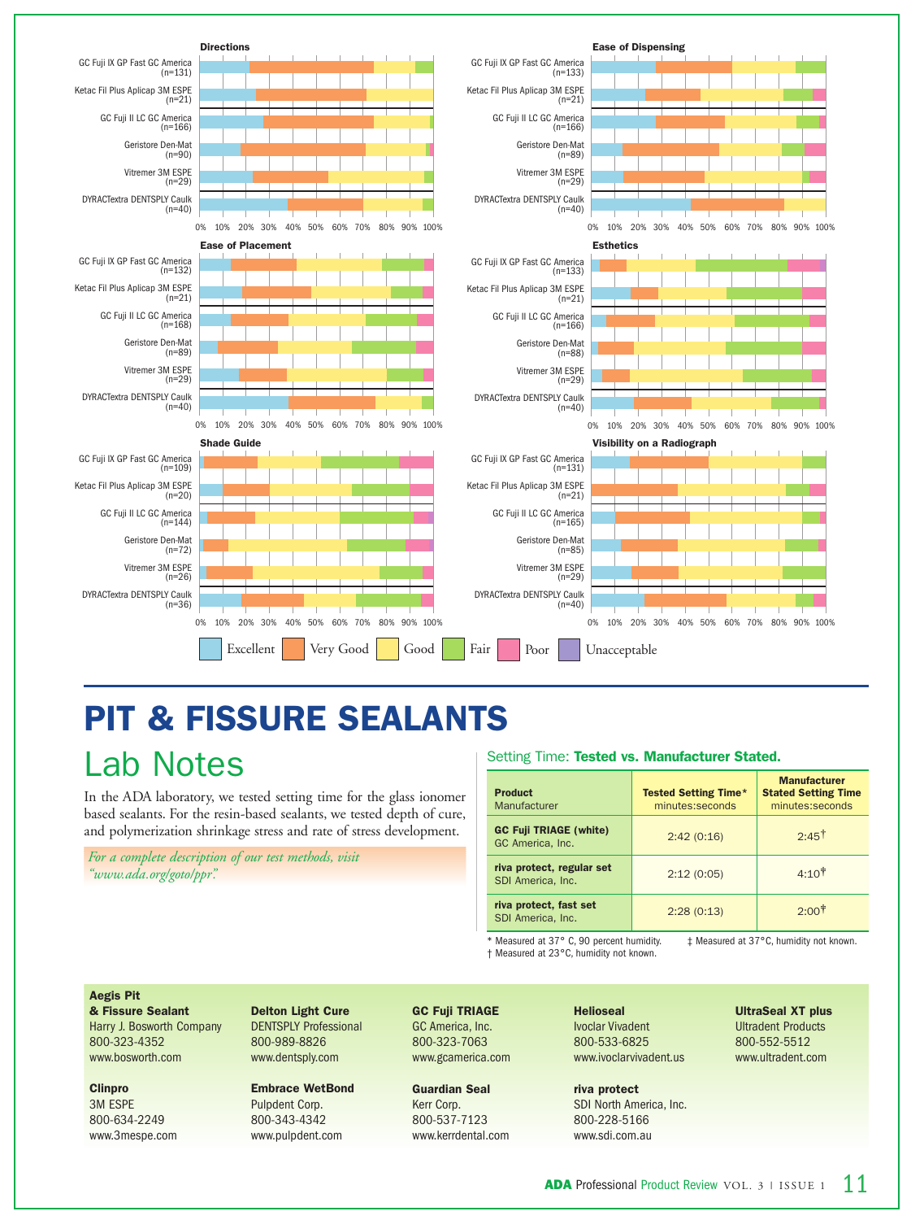**Directions**

| Product | n |
|---|---|
| GC Fuji IX GP Fast GC America | (n=131) |
| Ketac Fil Plus Aplicap 3M ESPE | (n=21) |
| GC Fuji II LC GC America | (n=166) |
| Geristore Den-Mat | (n=90) |
| Vitremer 3M ESPE | (n=29) |
| DYRACTextra DENTSPLY Caulk | (n=40) |

**Ease of Dispensing**

| Product | n |
|---|---|
| GC Fuji IX GP Fast GC America | (n=133) |
| Ketac Fil Plus Aplicap 3M ESPE | (n=21) |
| GC Fuji II LC GC America | (n=166) |
| Geristore Den-Mat | (n=89) |
| Vitremer 3M ESPE | (n=29) |
| DYRACTextra DENTSPLY Caulk | (n=40) |

**Ease of Placement**

| Product | n |
|---|---|
| GC Fuji IX GP Fast GC America | (n=132) |
| Ketac Fil Plus Aplicap 3M ESPE | (n=21) |
| GC Fuji II LC GC America | (n=168) |
| Geristore Den-Mat | (n=89) |
| Vitremer 3M ESPE | (n=29) |
| DYRACTextra DENTSPLY Caulk | (n=40) |

**Esthetics**

| Product | n |
|---|---|
| GC Fuji IX GP Fast GC America | (n=133) |
| Ketac Fil Plus Aplicap 3M ESPE | (n=21) |
| GC Fuji II LC GC America | (n=166) |
| Geristore Den-Mat | (n=88) |
| Vitremer 3M ESPE | (n=29) |
| DYRACTextra DENTSPLY Caulk | (n=40) |

**Shade Guide**

| Product | n |
|---|---|
| GC Fuji IX GP Fast GC America | (n=109) |
| Ketac Fil Plus Aplicap 3M ESPE | (n=20) |
| GC Fuji II LC GC America | (n=144) |
| Geristore Den-Mat | (n=72) |
| Vitremer 3M ESPE | (n=26) |
| DYRACTextra DENTSPLY Caulk | (n=36) |

**Visibility on a Radiograph**

| Product | n |
|---|---|
| GC Fuji IX GP Fast GC America | (n=131) |
| Ketac Fil Plus Aplicap 3M ESPE | (n=21) |
| GC Fuji II LC GC America | (n=165) |
| Geristore Den-Mat | (n=85) |
| Vitremer 3M ESPE | (n=29) |
| DYRACTextra DENTSPLY Caulk | (n=40) |

0% 10% 20% 30% 40% 50% 60% 70% 80% 90% 100%

Excellent | Very Good | Good | Fair | Poor | Unacceptable

# PIT & FISSURE SEALANTS

## Lab Notes

In the ADA laboratory, we tested setting time for the glass ionomer based sealants. For the resin-based sealants, we tested depth of cure, and polymerization shrinkage stress and rate of stress development.

*For a complete description of our test methods, visit "www.ada.org/goto/ppr."*

### Setting Time: **Tested vs. Manufacturer Stated.**

| Product Manufacturer | Tested Setting Time* minutes:seconds | Manufacturer Stated Setting Time minutes:seconds |
|---|---|---|
| **GC Fuji TRIAGE (white)** GC America, Inc. | 2:42 (0:16) | 2:45† |
| **riva protect, regular set** SDI America, Inc. | 2:12 (0:05) | 4:10‡ |
| **riva protect, fast set** SDI America, Inc. | 2:28 (0:13) | 2:00‡ |

\* Measured at 37° C, 90 percent humidity.
† Measured at 23°C, humidity not known.
‡ Measured at 37°C, humidity not known.

**Aegis Pit & Fissure Sealant**
Harry J. Bosworth Company
800-323-4352
www.bosworth.com

**Clinpro**
3M ESPE
800-634-2249
www.3mespe.com

**Delton Light Cure**
DENTSPLY Professional
800-989-8826
www.dentsply.com

**Embrace WetBond**
Pulpdent Corp.
800-343-4342
www.pulpdent.com

**GC Fuji TRIAGE**
GC America, Inc.
800-323-7063
www.gcamerica.com

**Guardian Seal**
Kerr Corp.
800-537-7123
www.kerrdental.com

**Helioseal**
Ivoclar Vivadent
800-533-6825
www.ivoclarvivadent.us

**riva protect**
SDI North America, Inc.
800-228-5166
www.sdi.com.au

**UltraSeal XT plus**
Ultradent Products
800-552-5512
www.ultradent.com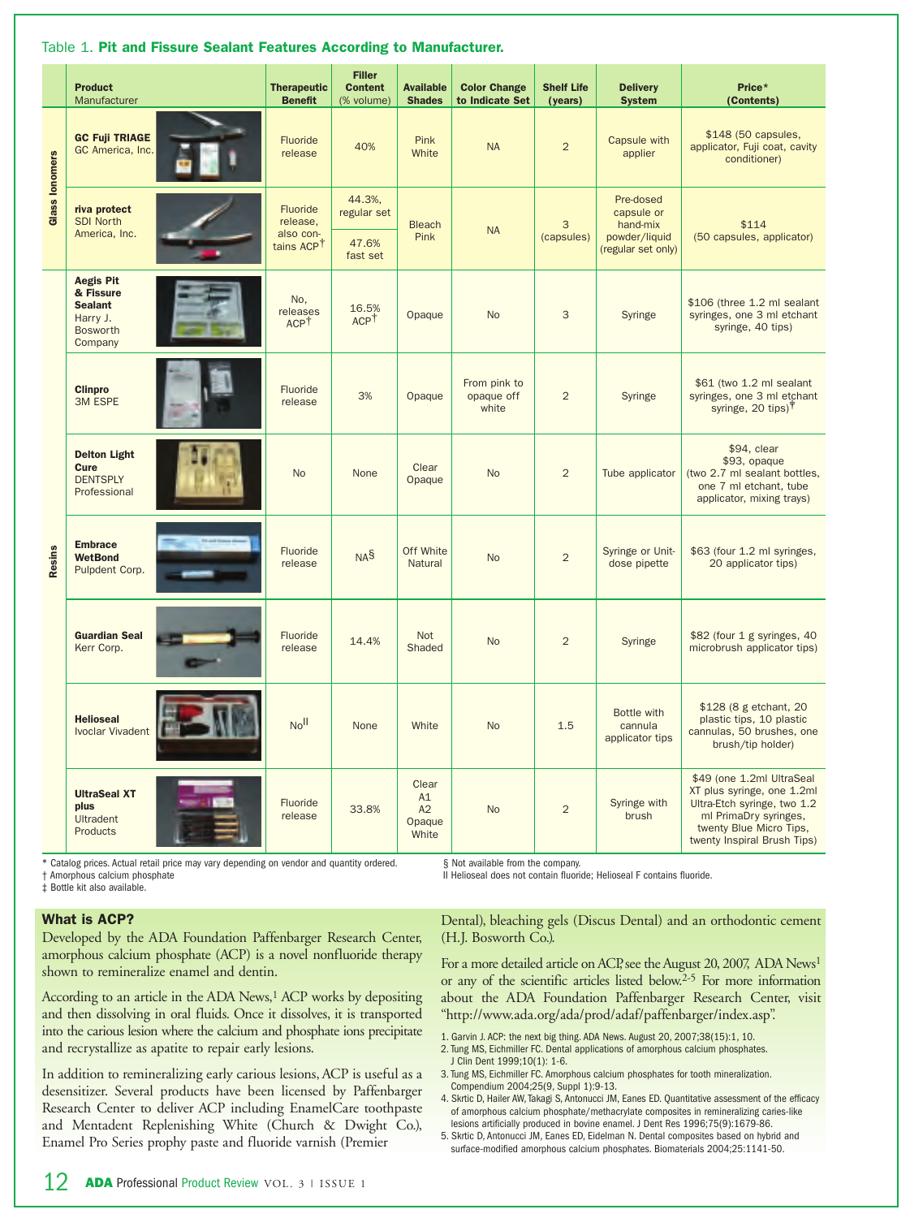Table 1. **Pit and Fissure Sealant Features According to Manufacturer.**

| | Product Manufacturer | Therapeutic Benefit | Filler Content (% volume) | Available Shades | Color Change to Indicate Set | Shelf Life (years) | Delivery System | Price* (Contents) |
|---|---|---|---|---|---|---|---|---|
| Glass Ionomers | **GC Fuji TRIAGE** GC America, Inc. | Fluoride release | 40% | Pink White | NA | 2 | Capsule with applier | $148 (50 capsules, applicator, Fuji coat, cavity conditioner) |
| | **riva protect** SDI North America, Inc. | Fluoride release, also contains ACP† | 44.3%, regular set; 47.6% fast set | Bleach Pink | NA | 3 (capsules) | Pre-dosed capsule or hand-mix powder/liquid (regular set only) | $114 (50 capsules, applicator) |
| Resins | **Aegis Pit & Fissure Sealant** Harry J. Bosworth Company | No, releases ACP† | 16.5% ACP† | Opaque | No | 3 | Syringe | $106 (three 1.2 ml sealant syringes, one 3 ml etchant syringe, 40 tips) |
| | **Clinpro** 3M ESPE | Fluoride release | 3% | Opaque | From pink to opaque off white | 2 | Syringe | $61 (two 1.2 ml sealant syringes, one 3 ml etchant syringe, 20 tips)‡ |
| | **Delton Light Cure** DENTSPLY Professional | No | None | Clear Opaque | No | 2 | Tube applicator | $94, clear $93, opaque (two 2.7 ml sealant bottles, one 7 ml etchant, tube applicator, mixing trays) |
| | **Embrace WetBond** Pulpdent Corp. | Fluoride release | NA§ | Off White Natural | No | 2 | Syringe or Unit-dose pipette | $63 (four 1.2 ml syringes, 20 applicator tips) |
| | **Guardian Seal** Kerr Corp. | Fluoride release | 14.4% | Not Shaded | No | 2 | Syringe | $82 (four 1 g syringes, 40 microbrush applicator tips) |
| | **Helioseal** Ivoclar Vivadent | No‖ | None | White | No | 1.5 | Bottle with cannula applicator tips | $128 (8 g etchant, 20 plastic tips, 10 plastic cannulas, 50 brushes, one brush/tip holder) |
| | **UltraSeal XT plus** Ultradent Products | Fluoride release | 33.8% | Clear A1 A2 Opaque White | No | 2 | Syringe with brush | $49 (one 1.2ml UltraSeal XT plus syringe, one 1.2ml Ultra-Etch syringe, two 1.2 ml PrimaDry syringes, twenty Blue Micro Tips, twenty Inspiral Brush Tips) |

\* Catalog prices. Actual retail price may vary depending on vendor and quantity ordered.
† Amorphous calcium phosphate
‡ Bottle kit also available.
§ Not available from the company.
‖ Helioseal does not contain fluoride; Helioseal F contains fluoride.

## What is ACP?

Developed by the ADA Foundation Paffenbarger Research Center, amorphous calcium phosphate (ACP) is a novel nonfluoride therapy shown to remineralize enamel and dentin.

According to an article in the ADA News,[1] ACP works by depositing and then dissolving in oral fluids. Once it dissolves, it is transported into the carious lesion where the calcium and phosphate ions precipitate and recrystallize as apatite to repair early lesions.

In addition to remineralizing early carious lesions, ACP is useful as a desensitizer. Several products have been licensed by Paffenbarger Research Center to deliver ACP including EnamelCare toothpaste and Mentadent Replenishing White (Church & Dwight Co.), Enamel Pro Series prophy paste and fluoride varnish (Premier Dental), bleaching gels (Discus Dental) and an orthodontic cement (H.J. Bosworth Co.).

For a more detailed article on ACP, see the August 20, 2007, ADA News[1] or any of the scientific articles listed below.[2-5] For more information about the ADA Foundation Paffenbarger Research Center, visit "http://www.ada.org/ada/prod/adaf/paffenbarger/index.asp".

1. Garvin J. ACP: the next big thing. ADA News. August 20, 2007;38(15):1, 10.
2. Tung MS, Eichmiller FC. Dental applications of amorphous calcium phosphates. J Clin Dent 1999;10(1): 1-6.
3. Tung MS, Eichmiller FC. Amorphous calcium phosphates for tooth mineralization. Compendium 2004;25(9, Suppl 1):9-13.
4. Skrtic D, Hailer AW, Takagi S, Antonucci JM, Eanes ED. Quantitative assessment of the efficacy of amorphous calcium phosphate/methacrylate composites in remineralizing caries-like lesions artificially produced in bovine enamel. J Dent Res 1996;75(9):1679-86.
5. Skrtic D, Antonucci JM, Eanes ED, Eidelman N. Dental composites based on hybrid and surface-modified amorphous calcium phosphates. Biomaterials 2004;25:1141-50.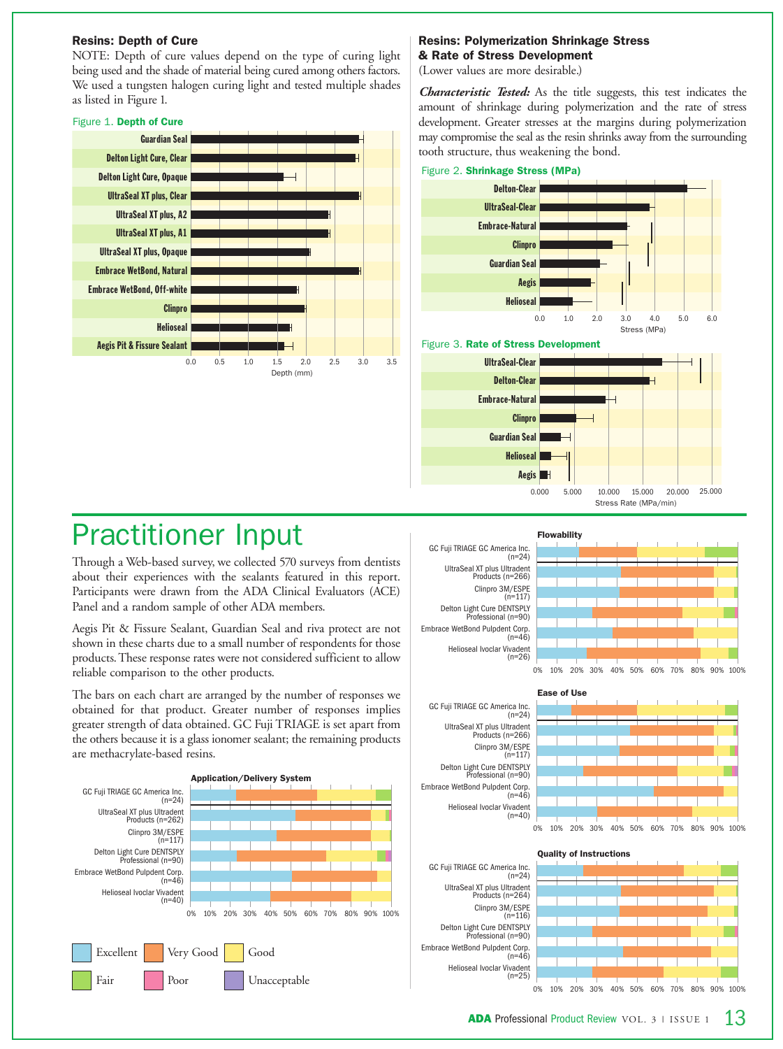## Resins: Depth of Cure

NOTE: Depth of cure values depend on the type of curing light being used and the shade of material being cured among others factors. We used a tungsten halogen curing light and tested multiple shades as listed in Figure 1.

Figure 1. **Depth of Cure**

Guardian Seal
Delton Light Cure, Clear
Delton Light Cure, Opaque
UltraSeal XT plus, Clear
UltraSeal XT plus, A2
UltraSeal XT plus, A1
UltraSeal XT plus, Opaque
Embrace WetBond, Natural
Embrace WetBond, Off-white
Clinpro
Helioseal
Aegis Pit & Fissure Sealant

0.0 0.5 1.0 1.5 2.0 2.5 3.0 3.5
Depth (mm)

## Resins: Polymerization Shrinkage Stress & Rate of Stress Development

(Lower values are more desirable.)

***Characteristic Tested:*** As the title suggests, this test indicates the amount of shrinkage during polymerization and the rate of stress development. Greater stresses at the margins during polymerization may compromise the seal as the resin shrinks away from the surrounding tooth structure, thus weakening the bond.

Figure 2. **Shrinkage Stress (MPa)**

Delton-Clear
UltraSeal-Clear
Embrace-Natural
Clinpro
Guardian Seal
Aegis
Helioseal

0.0 1.0 2.0 3.0 4.0 5.0 6.0
Stress (MPa)

Figure 3. **Rate of Stress Development**

UltraSeal-Clear
Delton-Clear
Embrace-Natural
Clinpro
Guardian Seal
Helioseal
Aegis

0.000 5.000 10.000 15.000 20.000 25.000
Stress Rate (MPa/min)

# Practitioner Input

Through a Web-based survey, we collected 570 surveys from dentists about their experiences with the sealants featured in this report. Participants were drawn from the ADA Clinical Evaluators (ACE) Panel and a random sample of other ADA members.

Aegis Pit & Fissure Sealant, Guardian Seal and riva protect are not shown in these charts due to a small number of respondents for those products. These response rates were not considered sufficient to allow reliable comparison to the other products.

The bars on each chart are arranged by the number of responses we obtained for that product. Greater number of responses implies greater strength of data obtained. GC Fuji TRIAGE is set apart from the others because it is a glass ionomer sealant; the remaining products are methacrylate-based resins.

**Application/Delivery System**

GC Fuji TRIAGE GC America Inc. (n=24)
UltraSeal XT plus Ultradent Products (n=262)
Clinpro 3M/ESPE (n=117)
Delton Light Cure DENTSPLY Professional (n=90)
Embrace WetBond Pulpdent Corp. (n=46)
Helioseal Ivoclar Vivadent (n=40)

0% 10% 20% 30% 40% 50% 60% 70% 80% 90% 100%

Excellent | Very Good | Good | Fair | Poor | Unacceptable

**Flowability**

GC Fuji TRIAGE GC America Inc. (n=24)
UltraSeal XT plus Ultradent Products (n=266)
Clinpro 3M/ESPE (n=117)
Delton Light Cure DENTSPLY Professional (n=90)
Embrace WetBond Pulpdent Corp. (n=46)
Helioseal Ivoclar Vivadent (n=26)

0% 10% 20% 30% 40% 50% 60% 70% 80% 90% 100%

**Ease of Use**

GC Fuji TRIAGE GC America Inc. (n=24)
UltraSeal XT plus Ultradent Products (n=266)
Clinpro 3M/ESPE (n=117)
Delton Light Cure DENTSPLY Professional (n=90)
Embrace WetBond Pulpdent Corp. (n=46)
Helioseal Ivoclar Vivadent (n=40)

0% 10% 20% 30% 40% 50% 60% 70% 80% 90% 100%

**Quality of Instructions**

GC Fuji TRIAGE GC America Inc. (n=24)
UltraSeal XT plus Ultradent Products (n=264)
Clinpro 3M/ESPE (n=116)
Delton Light Cure DENTSPLY Professional (n=90)
Embrace WetBond Pulpdent Corp. (n=46)
Helioseal Ivoclar Vivadent (n=25)

0% 10% 20% 30% 40% 50% 60% 70% 80% 90% 100%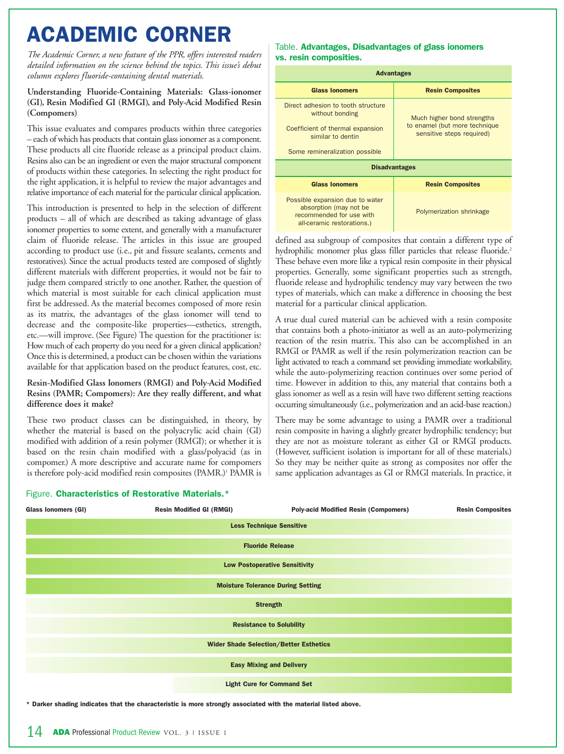# ACADEMIC CORNER

*The Academic Corner, a new feature of the PPR, offers interested readers detailed information on the science behind the topics. This issue's debut column explores fluoride-containing dental materials.*

**Understanding Fluoride-Containing Materials: Glass-ionomer (GI), Resin Modified GI (RMGI), and Poly-Acid Modified Resin (Compomers)**

This issue evaluates and compares products within three categories – each of which has products that contain glass ionomer as a component. These products all cite fluoride release as a principal product claim. Resins also can be an ingredient or even the major structural component of products within these categories. In selecting the right product for the right application, it is helpful to review the major advantages and relative importance of each material for the particular clinical application.

This introduction is presented to help in the selection of different products – all of which are described as taking advantage of glass ionomer properties to some extent, and generally with a manufacturer claim of fluoride release. The articles in this issue are grouped according to product use (i.e., pit and fissure sealants, cements and restoratives). Since the actual products tested are composed of slightly different materials with different properties, it would not be fair to judge them compared strictly to one another. Rather, the question of which material is most suitable for each clinical application must first be addressed. As the material becomes composed of more resin as its matrix, the advantages of the glass ionomer will tend to decrease and the composite-like properties—esthetics, strength, etc.—will improve. (See Figure) The question for the practitioner is: How much of each property do you need for a given clinical application? Once this is determined, a product can be chosen within the variations available for that application based on the product features, cost, etc.

**Resin-Modified Glass Ionomers (RMGI) and Poly-Acid Modified Resins (PAMR; Compomers): Are they really different, and what difference does it make?**

These two product classes can be distinguished, in theory, by whether the material is based on the polyacrylic acid chain (GI) modified with addition of a resin polymer (RMGI); or whether it is based on the resin chain modified with a glass/polyacid (as in compomer.) A more descriptive and accurate name for compomers is therefore poly-acid modified resin composites (PAMR.)[1] PAMR is defined asa subgroup of composites that contain a different type of hydrophilic monomer plus glass filler particles that release fluoride.[2] These behave even more like a typical resin composite in their physical properties. Generally, some significant properties such as strength, fluoride release and hydrophilic tendency may vary between the two types of materials, which can make a difference in choosing the best material for a particular clinical application.

A true dual cured material can be achieved with a resin composite that contains both a photo-initiator as well as an auto-polymerizing reaction of the resin matrix. This also can be accomplished in an RMGI or PAMR as well if the resin polymerization reaction can be light activated to reach a command set providing immediate workability, while the auto-polymerizing reaction continues over some period of time. However in addition to this, any material that contains both a glass ionomer as well as a resin will have two different setting reactions occurring simultaneously (i.e., polymerization and an acid-base reaction.)

There may be some advantage to using a PAMR over a traditional resin composite in having a slightly greater hydrophilic tendency; but they are not as moisture tolerant as either GI or RMGI products. (However, sufficient isolation is important for all of these materials.) So they may be neither quite as strong as composites nor offer the same application advantages as GI or RMGI materials. In practice, it

Table. **Advantages, Disadvantages of glass ionomers vs. resin composites.**

| **Advantages** | |
|---|---|
| **Glass Ionomers** | **Resin Composites** |
| Direct adhesion to tooth structure without bonding<br>Coefficient of thermal expansion similar to dentin<br>Some remineralization possible | Much higher bond strengths to enamel (but more technique sensitive steps required) |
| **Disadvantages** | |
| **Glass Ionomers** | **Resin Composites** |
| Possible expansion due to water absorption (may not be recommended for use with all-ceramic restorations.) | Polymerization shrinkage |

Figure. **Characteristics of Restorative Materials.***

Glass Ionomers (GI) — Resin Modified GI (RMGI) — Poly-acid Modified Resin (Compomers) — Resin Composites

- Less Technique Sensitive
- Fluoride Release
- Low Postoperative Sensitivity
- Moisture Tolerance During Setting
- Strength
- Resistance to Solubility
- Wider Shade Selection/Better Esthetics
- Easy Mixing and Delivery
- Light Cure for Command Set

**\* Darker shading indicates that the characteristic is more strongly associated with the material listed above.**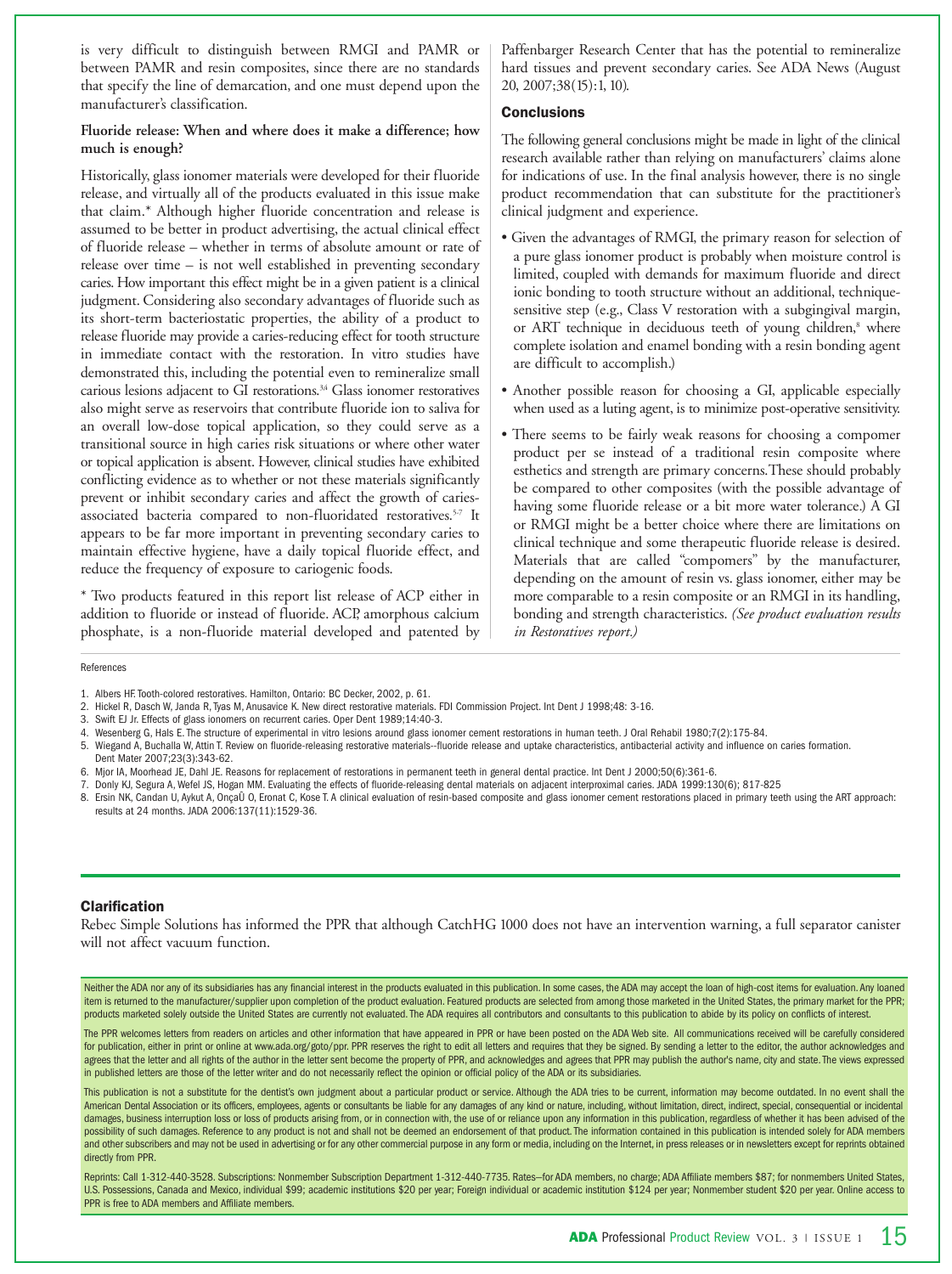is very difficult to distinguish between RMGI and PAMR or between PAMR and resin composites, since there are no standards that specify the line of demarcation, and one must depend upon the manufacturer's classification.

**Fluoride release: When and where does it make a difference; how much is enough?**

Historically, glass ionomer materials were developed for their fluoride release, and virtually all of the products evaluated in this issue make that claim.* Although higher fluoride concentration and release is assumed to be better in product advertising, the actual clinical effect of fluoride release – whether in terms of absolute amount or rate of release over time – is not well established in preventing secondary caries. How important this effect might be in a given patient is a clinical judgment. Considering also secondary advantages of fluoride such as its short-term bacteriostatic properties, the ability of a product to release fluoride may provide a caries-reducing effect for tooth structure in immediate contact with the restoration. In vitro studies have demonstrated this, including the potential even to remineralize small carious lesions adjacent to GI restorations.[3,4] Glass ionomer restoratives also might serve as reservoirs that contribute fluoride ion to saliva for an overall low-dose topical application, so they could serve as a transitional source in high caries risk situations or where other water or topical application is absent. However, clinical studies have exhibited conflicting evidence as to whether or not these materials significantly prevent or inhibit secondary caries and affect the growth of caries-associated bacteria compared to non-fluoridated restoratives.[5-7] It appears to be far more important in preventing secondary caries to maintain effective hygiene, have a daily topical fluoride effect, and reduce the frequency of exposure to cariogenic foods.

\* Two products featured in this report list release of ACP either in addition to fluoride or instead of fluoride. ACP, amorphous calcium phosphate, is a non-fluoride material developed and patented by Paffenbarger Research Center that has the potential to remineralize hard tissues and prevent secondary caries. See ADA News (August 20, 2007;38(15):1, 10).

## Conclusions

The following general conclusions might be made in light of the clinical research available rather than relying on manufacturers' claims alone for indications of use. In the final analysis however, there is no single product recommendation that can substitute for the practitioner's clinical judgment and experience.

- Given the advantages of RMGI, the primary reason for selection of a pure glass ionomer product is probably when moisture control is limited, coupled with demands for maximum fluoride and direct ionic bonding to tooth structure without an additional, technique-sensitive step (e.g., Class V restoration with a subgingival margin, or ART technique in deciduous teeth of young children,[8] where complete isolation and enamel bonding with a resin bonding agent are difficult to accomplish.)
- Another possible reason for choosing a GI, applicable especially when used as a luting agent, is to minimize post-operative sensitivity.
- There seems to be fairly weak reasons for choosing a compomer product per se instead of a traditional resin composite where esthetics and strength are primary concerns. These should probably be compared to other composites (with the possible advantage of having some fluoride release or a bit more water tolerance.) A GI or RMGI might be a better choice where there are limitations on clinical technique and some therapeutic fluoride release is desired. Materials that are called "compomers" by the manufacturer, depending on the amount of resin vs. glass ionomer, either may be more comparable to a resin composite or an RMGI in its handling, bonding and strength characteristics. *(See product evaluation results in Restoratives report.)*

References

1. Albers HF. Tooth-colored restoratives. Hamilton, Ontario: BC Decker, 2002, p. 61.
2. Hickel R, Dasch W, Janda R, Tyas M, Anusavice K. New direct restorative materials. FDI Commission Project. Int Dent J 1998;48: 3-16.
3. Swift EJ Jr. Effects of glass ionomers on recurrent caries. Oper Dent 1989;14:40-3.
4. Wesenberg G, Hals E. The structure of experimental in vitro lesions around glass ionomer cement restorations in human teeth. J Oral Rehabil 1980;7(2):175-84.
5. Wiegand A, Buchalla W, Attin T. Review on fluoride-releasing restorative materials--fluoride release and uptake characteristics, antibacterial activity and influence on caries formation. Dent Mater 2007;23(3):343-62.
6. Mjor IA, Moorhead JE, Dahl JE. Reasons for replacement of restorations in permanent teeth in general dental practice. Int Dent J 2000;50(6):361-6.
7. Donly KJ, Segura A, Wefel JS, Hogan MM. Evaluating the effects of fluoride-releasing dental materials on adjacent interproximal caries. JADA 1999:130(6); 817-825
8. Ersin NK, Candan U, Aykut A, OnçaÜ O, Eronat C, Kose T. A clinical evaluation of resin-based composite and glass ionomer cement restorations placed in primary teeth using the ART approach: results at 24 months. JADA 2006:137(11):1529-36.

## Clarification

Rebec Simple Solutions has informed the PPR that although CatchHG 1000 does not have an intervention warning, a full separator canister will not affect vacuum function.

Neither the ADA nor any of its subsidiaries has any financial interest in the products evaluated in this publication. In some cases, the ADA may accept the loan of high-cost items for evaluation. Any loaned item is returned to the manufacturer/supplier upon completion of the product evaluation. Featured products are selected from among those marketed in the United States, the primary market for the PPR; products marketed solely outside the United States are currently not evaluated. The ADA requires all contributors and consultants to this publication to abide by its policy on conflicts of interest.

The PPR welcomes letters from readers on articles and other information that have appeared in PPR or have been posted on the ADA Web site. All communications received will be carefully considered for publication, either in print or online at www.ada.org/goto/ppr. PPR reserves the right to edit all letters and requires that they be signed. By sending a letter to the editor, the author acknowledges and agrees that the letter and all rights of the author in the letter sent become the property of PPR, and acknowledges and agrees that PPR may publish the author's name, city and state. The views expressed in published letters are those of the letter writer and do not necessarily reflect the opinion or official policy of the ADA or its subsidiaries.

This publication is not a substitute for the dentist's own judgment about a particular product or service. Although the ADA tries to be current, information may become outdated. In no event shall the American Dental Association or its officers, employees, agents or consultants be liable for any damages of any kind or nature, including, without limitation, direct, indirect, special, consequential or incidental damages, business interruption loss or loss of products arising from, or in connection with, the use of or reliance upon any information in this publication, regardless of whether it has been advised of the possibility of such damages. Reference to any product is not and shall not be deemed an endorsement of that product. The information contained in this publication is intended solely for ADA members and other subscribers and may not be used in advertising or for any other commercial purpose in any form or media, including on the Internet, in press releases or in newsletters except for reprints obtained directly from PPR.

Reprints: Call 1-312-440-3528. Subscriptions: Nonmember Subscription Department 1-312-440-7735. Rates—for ADA members, no charge; ADA Affiliate members $87; for nonmembers United States, U.S. Possessions, Canada and Mexico, individual $99; academic institutions $20 per year; Foreign individual or academic institution $124 per year; Nonmember student $20 per year. Online access to PPR is free to ADA members and Affiliate members.